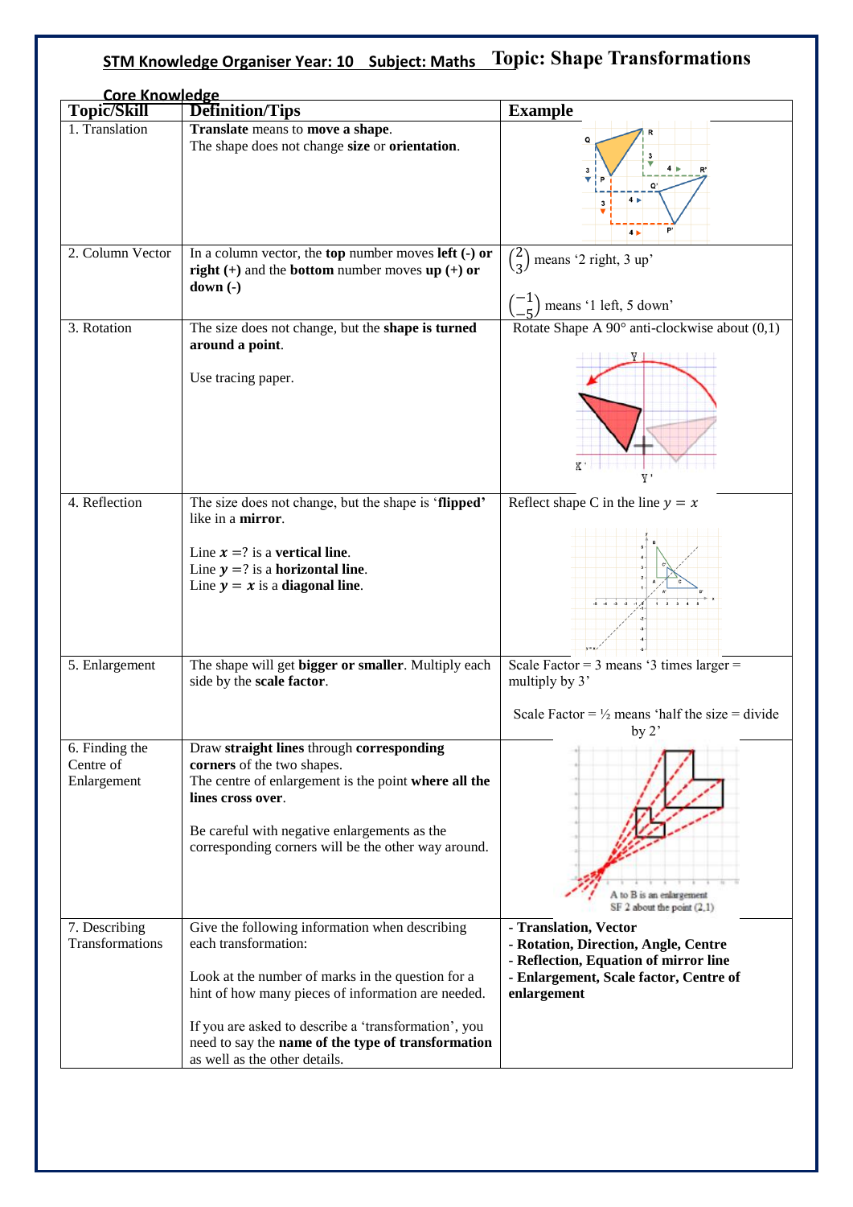# STM Knowledge Organiser Year: 10 Subject: Maths Topic: Shape Transformations

## Core Knowledge

| Topic/Skill | Definition/Tips | Example |
|---|---|---|
| 1. Translation | **Translate** means to **move a shape**. The shape does not change **size** or **orientation**. | |
| 2. Column Vector | In a column vector, the **top** number moves **left (-) or right (+)** and the **bottom** number moves **up (+) or down (-)** | $\begin{pmatrix}2\\3\end{pmatrix}$ means '2 right, 3 up' $\begin{pmatrix}-1\\-5\end{pmatrix}$ means '1 left, 5 down' |
| 3. Rotation | The size does not change, but the **shape is turned around a point**. Use tracing paper. | Rotate Shape A 90° anti-clockwise about (0,1) |
| 4. Reflection | The size does not change, but the shape is '**flipped**' like in a **mirror**. Line $x =$? is a **vertical line**. Line $y =$? is a **horizontal line**. Line $y = x$ is a **diagonal line**. | Reflect shape C in the line $y = x$ |
| 5. Enlargement | The shape will get **bigger or smaller**. Multiply each side by the **scale factor**. | Scale Factor = 3 means '3 times larger = multiply by 3' Scale Factor = ½ means 'half the size = divide by 2' |
| 6. Finding the Centre of Enlargement | Draw **straight lines** through **corresponding corners** of the two shapes. The centre of enlargement is the point **where all the lines cross over**. Be careful with negative enlargements as the corresponding corners will be the other way around. | A to B is an enlargement SF 2 about the point (2,1) |
| 7. Describing Transformations | Give the following information when describing each transformation: Look at the number of marks in the question for a hint of how many pieces of information are needed. If you are asked to describe a 'transformation', you need to say the **name of the type of transformation** as well as the other details. | **- Translation, Vector** **- Rotation, Direction, Angle, Centre** **- Reflection, Equation of mirror line** **- Enlargement, Scale factor, Centre of enlargement** |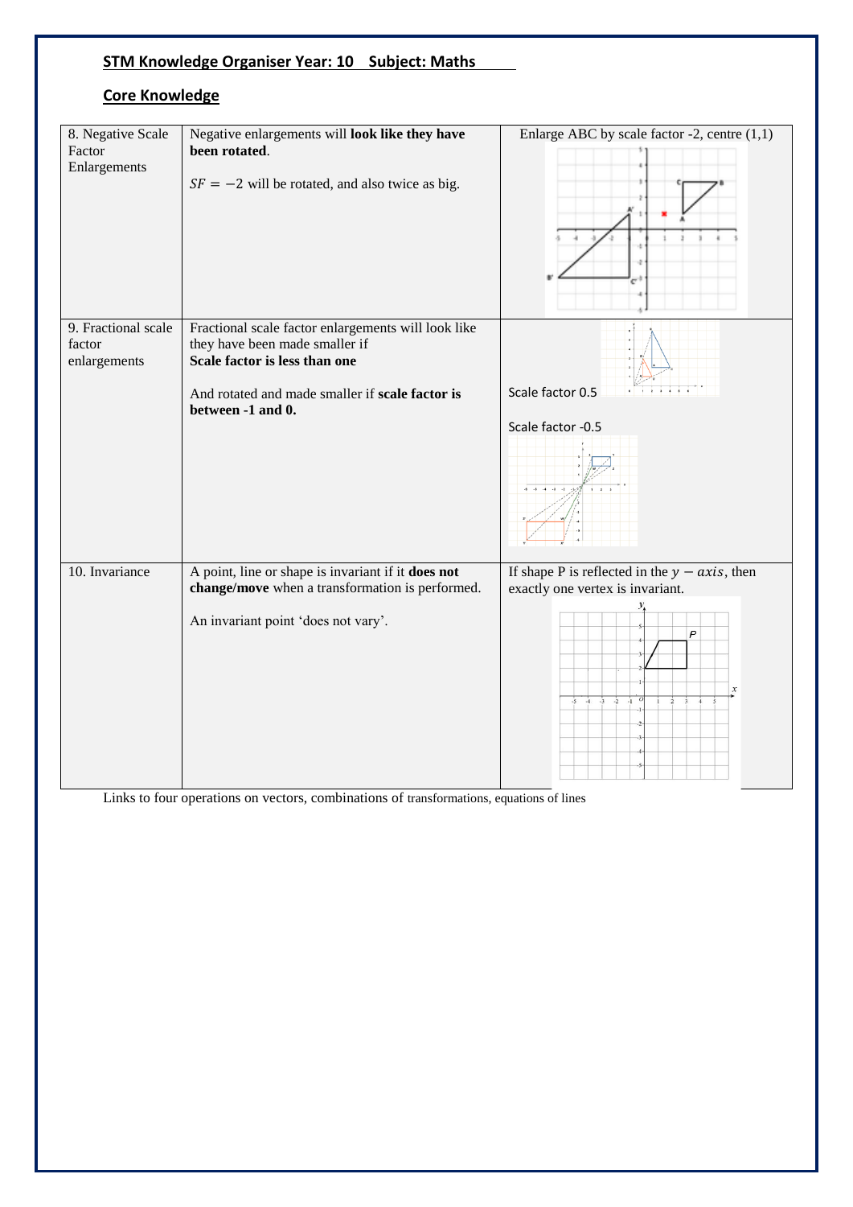**STM Knowledge Organiser Year: 10 Subject: Maths**

**Core Knowledge**

| | | |
|---|---|---|
| 8. Negative Scale Factor Enlargements | Negative enlargements will **look like they have been rotated**.<br><br>$SF = -2$ will be rotated, and also twice as big. | Enlarge ABC by scale factor -2, centre (1,1) |
| 9. Fractional scale factor enlargements | Fractional scale factor enlargements will look like they have been made smaller if **Scale factor is less than one**<br><br>And rotated and made smaller if **scale factor is between -1 and 0.** | Scale factor 0.5<br><br>Scale factor -0.5 |
| 10. Invariance | A point, line or shape is invariant if it **does not change/move** when a transformation is performed.<br><br>An invariant point 'does not vary'. | If shape P is reflected in the $y - axis$, then exactly one vertex is invariant. |

Links to four operations on vectors, combinations of transformations, equations of lines